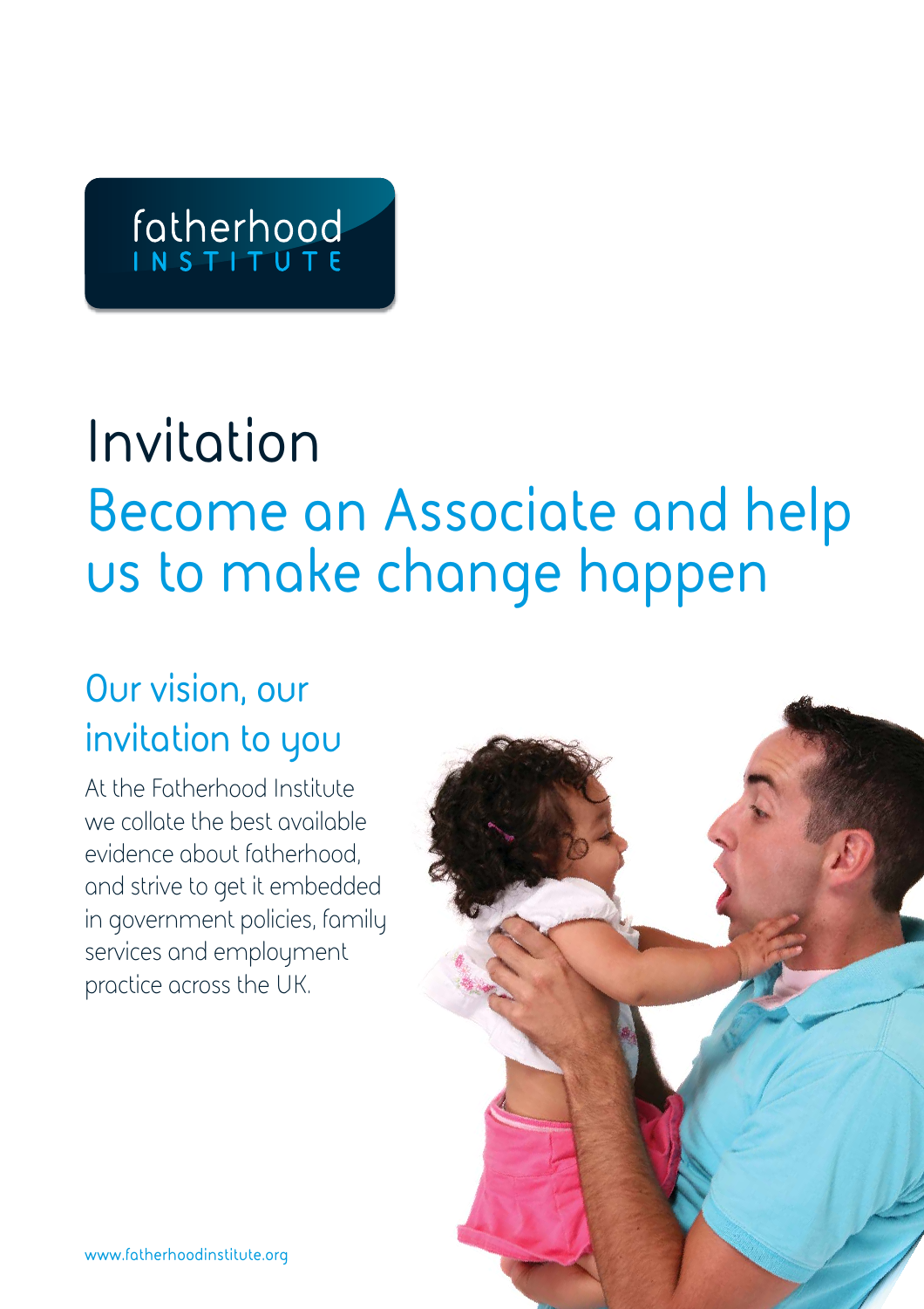fatherhood INSTITUTE

# Invitation

## Become an Associate and help us to make change happen

### Our vision, our invitation to you

At the Fatherhood Institute we collate the best available evidence about fatherhood, and strive to get it embedded in government policies, family services and employment practice across the UK.

www.fatherhoodinstitute.org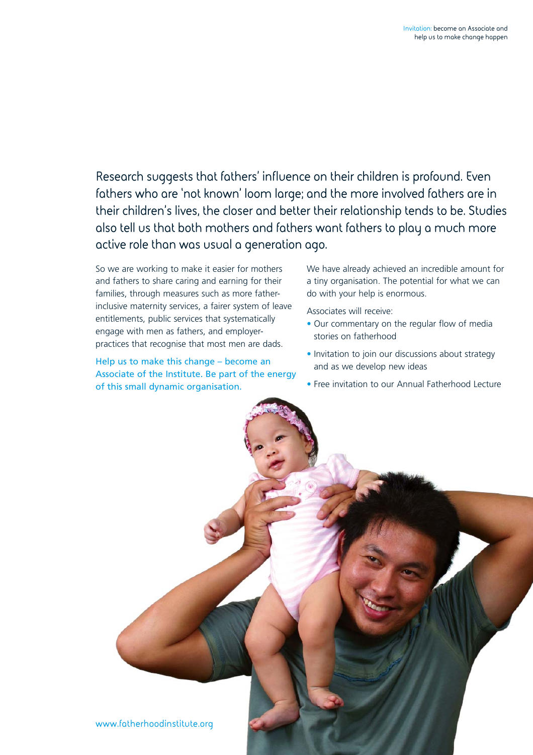Research suggests that fathers' influence on their children is profound. Even fathers who are 'not known' loom large; and the more involved fathers are in their children's lives, the closer and better their relationship tends to be. Studies also tell us that both mothers and fathers want fathers to play a much more active role than was usual a generation ago.

So we are working to make it easier for mothers and fathers to share caring and earning for their families, through measures such as more father-inclusive maternity services, a fairer system of leave entitlements, public services that systematically engage with men as fathers, and employer-practices that recognise that most men are dads.

Help us to make this change – become an Associate of the Institute. Be part of the energy of this small dynamic organisation.

We have already achieved an incredible amount for a tiny organisation. The potential for what we can do with your help is enormous.

Associates will receive:

- Our commentary on the regular flow of media stories on fatherhood
- Invitation to join our discussions about strategy and as we develop new ideas
- Free invitation to our Annual Fatherhood Lecture

www.fatherhoodinstitute.org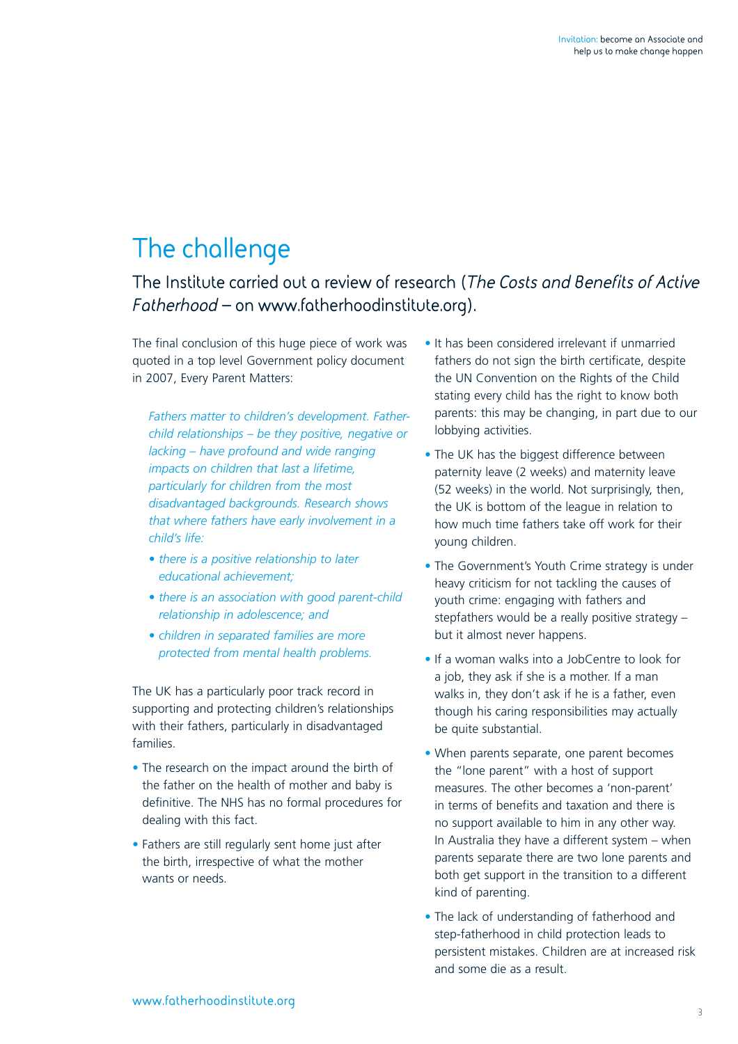# The challenge

## The Institute carried out a review of research (*The Costs and Benefits of Active Fatherhood* – on www.fatherhoodinstitute.org).

The final conclusion of this huge piece of work was quoted in a top level Government policy document in 2007, Every Parent Matters:

> *Fathers matter to children's development. Father-child relationships – be they positive, negative or lacking – have profound and wide ranging impacts on children that last a lifetime, particularly for children from the most disadvantaged backgrounds. Research shows that where fathers have early involvement in a child's life:*
>
> - *there is a positive relationship to later educational achievement;*
> - *there is an association with good parent-child relationship in adolescence; and*
> - *children in separated families are more protected from mental health problems.*

The UK has a particularly poor track record in supporting and protecting children's relationships with their fathers, particularly in disadvantaged families.

- The research on the impact around the birth of the father on the health of mother and baby is definitive. The NHS has no formal procedures for dealing with this fact.
- Fathers are still regularly sent home just after the birth, irrespective of what the mother wants or needs.
- It has been considered irrelevant if unmarried fathers do not sign the birth certificate, despite the UN Convention on the Rights of the Child stating every child has the right to know both parents: this may be changing, in part due to our lobbying activities.
- The UK has the biggest difference between paternity leave (2 weeks) and maternity leave (52 weeks) in the world. Not surprisingly, then, the UK is bottom of the league in relation to how much time fathers take off work for their young children.
- The Government's Youth Crime strategy is under heavy criticism for not tackling the causes of youth crime: engaging with fathers and stepfathers would be a really positive strategy – but it almost never happens.
- If a woman walks into a JobCentre to look for a job, they ask if she is a mother. If a man walks in, they don't ask if he is a father, even though his caring responsibilities may actually be quite substantial.
- When parents separate, one parent becomes the "lone parent" with a host of support measures. The other becomes a 'non-parent' in terms of benefits and taxation and there is no support available to him in any other way. In Australia they have a different system – when parents separate there are two lone parents and both get support in the transition to a different kind of parenting.
- The lack of understanding of fatherhood and step-fatherhood in child protection leads to persistent mistakes. Children are at increased risk and some die as a result.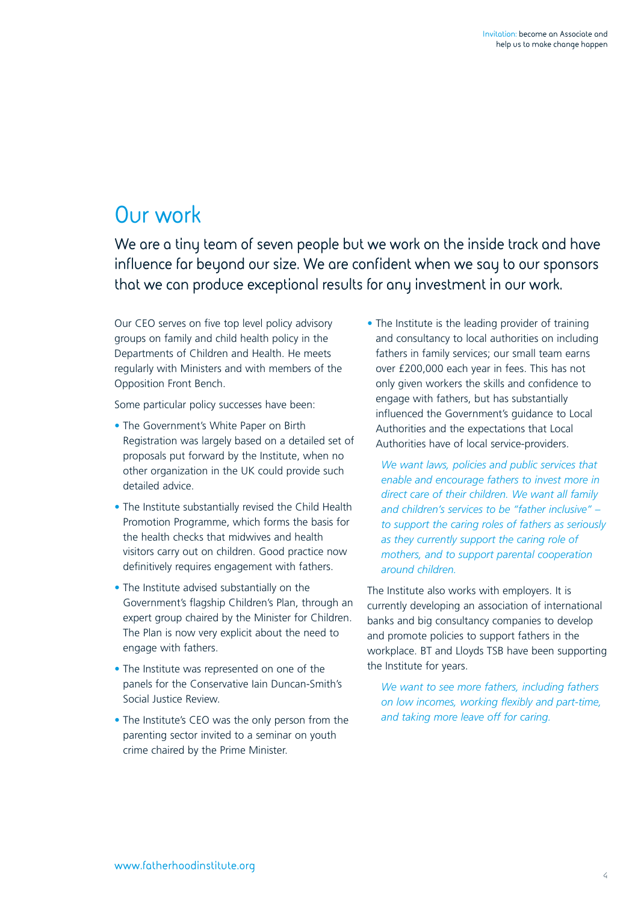# Our work

We are a tiny team of seven people but we work on the inside track and have influence far beyond our size. We are confident when we say to our sponsors that we can produce exceptional results for any investment in our work.

Our CEO serves on five top level policy advisory groups on family and child health policy in the Departments of Children and Health. He meets regularly with Ministers and with members of the Opposition Front Bench.

Some particular policy successes have been:

- The Government's White Paper on Birth Registration was largely based on a detailed set of proposals put forward by the Institute, when no other organization in the UK could provide such detailed advice.
- The Institute substantially revised the Child Health Promotion Programme, which forms the basis for the health checks that midwives and health visitors carry out on children. Good practice now definitively requires engagement with fathers.
- The Institute advised substantially on the Government's flagship Children's Plan, through an expert group chaired by the Minister for Children. The Plan is now very explicit about the need to engage with fathers.
- The Institute was represented on one of the panels for the Conservative Iain Duncan-Smith's Social Justice Review.
- The Institute's CEO was the only person from the parenting sector invited to a seminar on youth crime chaired by the Prime Minister.
- The Institute is the leading provider of training and consultancy to local authorities on including fathers in family services; our small team earns over £200,000 each year in fees. This has not only given workers the skills and confidence to engage with fathers, but has substantially influenced the Government's guidance to Local Authorities and the expectations that Local Authorities have of local service-providers.

*We want laws, policies and public services that enable and encourage fathers to invest more in direct care of their children. We want all family and children's services to be "father inclusive" – to support the caring roles of fathers as seriously as they currently support the caring role of mothers, and to support parental cooperation around children.*

The Institute also works with employers. It is currently developing an association of international banks and big consultancy companies to develop and promote policies to support fathers in the workplace. BT and Lloyds TSB have been supporting the Institute for years.

*We want to see more fathers, including fathers on low incomes, working flexibly and part-time, and taking more leave off for caring.*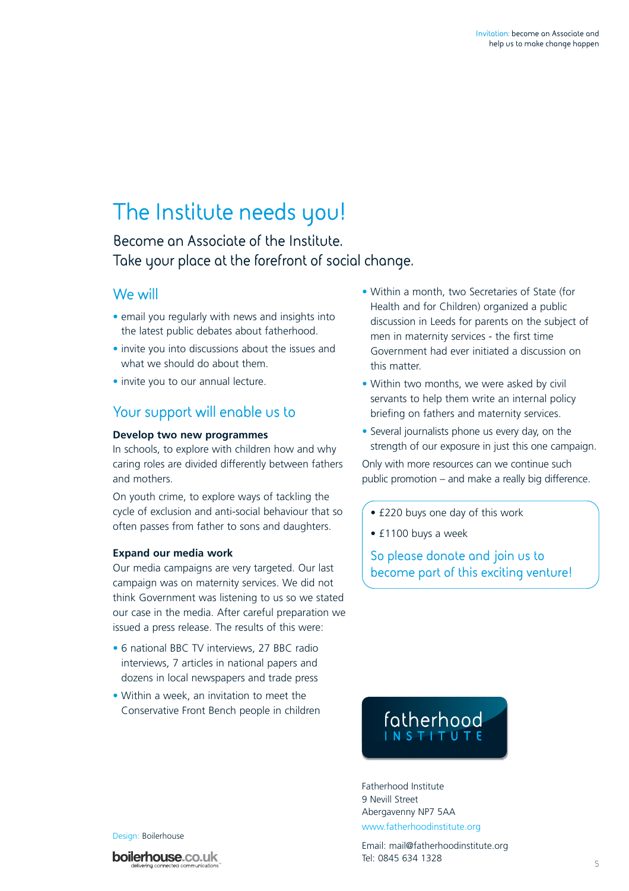# The Institute needs you!

## Become an Associate of the Institute. Take your place at the forefront of social change.

### We will

- email you regularly with news and insights into the latest public debates about fatherhood.
- invite you into discussions about the issues and what we should do about them.
- invite you to our annual lecture.

### Your support will enable us to

**Develop two new programmes**

In schools, to explore with children how and why caring roles are divided differently between fathers and mothers.

On youth crime, to explore ways of tackling the cycle of exclusion and anti-social behaviour that so often passes from father to sons and daughters.

**Expand our media work**

Our media campaigns are very targeted. Our last campaign was on maternity services. We did not think Government was listening to us so we stated our case in the media. After careful preparation we issued a press release. The results of this were:

- 6 national BBC TV interviews, 27 BBC radio interviews, 7 articles in national papers and dozens in local newspapers and trade press
- Within a week, an invitation to meet the Conservative Front Bench people in children
- Within a month, two Secretaries of State (for Health and for Children) organized a public discussion in Leeds for parents on the subject of men in maternity services - the first time Government had ever initiated a discussion on this matter.
- Within two months, we were asked by civil servants to help them write an internal policy briefing on fathers and maternity services.
- Several journalists phone us every day, on the strength of our exposure in just this one campaign.

Only with more resources can we continue such public promotion – and make a really big difference.

- £220 buys one day of this work
- £1100 buys a week

So please donate and join us to become part of this exciting venture!

fatherhood INSTITUTE

Fatherhood Institute
9 Nevill Street
Abergavenny NP7 5AA
www.fatherhoodinstitute.org

Email: mail@fatherhoodinstitute.org
Tel: 0845 634 1328

Design: Boilerhouse

boilerhouse.co.uk delivering connected communications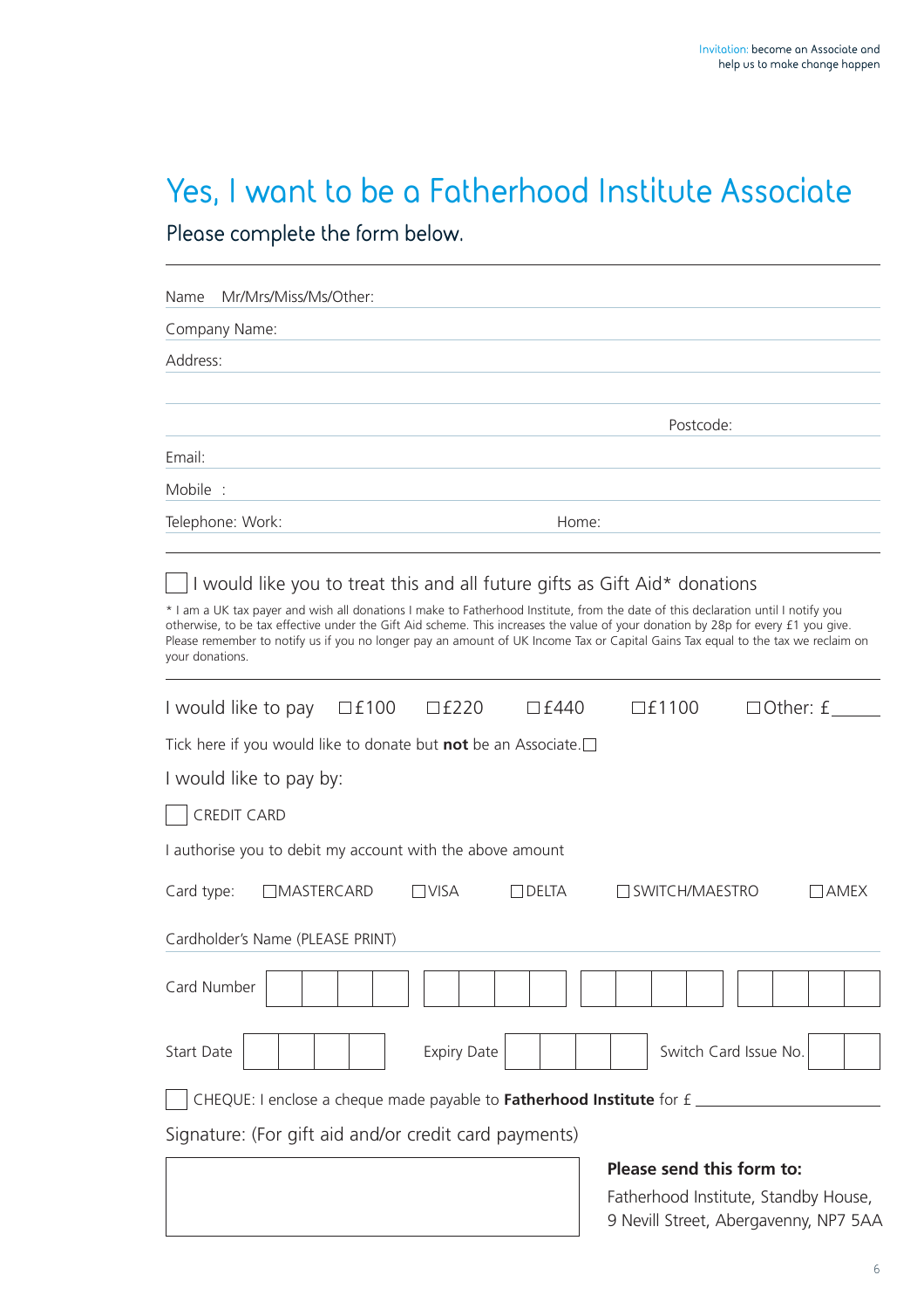# Yes, I want to be a Fatherhood Institute Associate

## Please complete the form below.

Name Mr/Mrs/Miss/Ms/Other:

Company Name:

Address:

Postcode:

Email:

Mobile :

Telephone: Work: Home:

☐ I would like you to treat this and all future gifts as Gift Aid* donations

* I am a UK tax payer and wish all donations I make to Fatherhood Institute, from the date of this declaration until I notify you otherwise, to be tax effective under the Gift Aid scheme. This increases the value of your donation by 28p for every £1 you give. Please remember to notify us if you no longer pay an amount of UK Income Tax or Capital Gains Tax equal to the tax we reclaim on your donations.

I would like to pay ☐£100 ☐£220 ☐£440 ☐£1100 ☐Other: £\_\_\_\_\_\_

Tick here if you would like to donate but **not** be an Associate. ☐

I would like to pay by:

☐ CREDIT CARD

I authorise you to debit my account with the above amount

Card type: ☐MASTERCARD ☐VISA ☐DELTA ☐SWITCH/MAESTRO ☐AMEX

Cardholder's Name (PLEASE PRINT)

Card Number

Start Date Expiry Date Switch Card Issue No.

☐ CHEQUE: I enclose a cheque made payable to **Fatherhood Institute** for £ \_\_\_\_\_\_\_\_\_\_

Signature: (For gift aid and/or credit card payments)

**Please send this form to:**

Fatherhood Institute, Standby House,
9 Nevill Street, Abergavenny, NP7 5AA